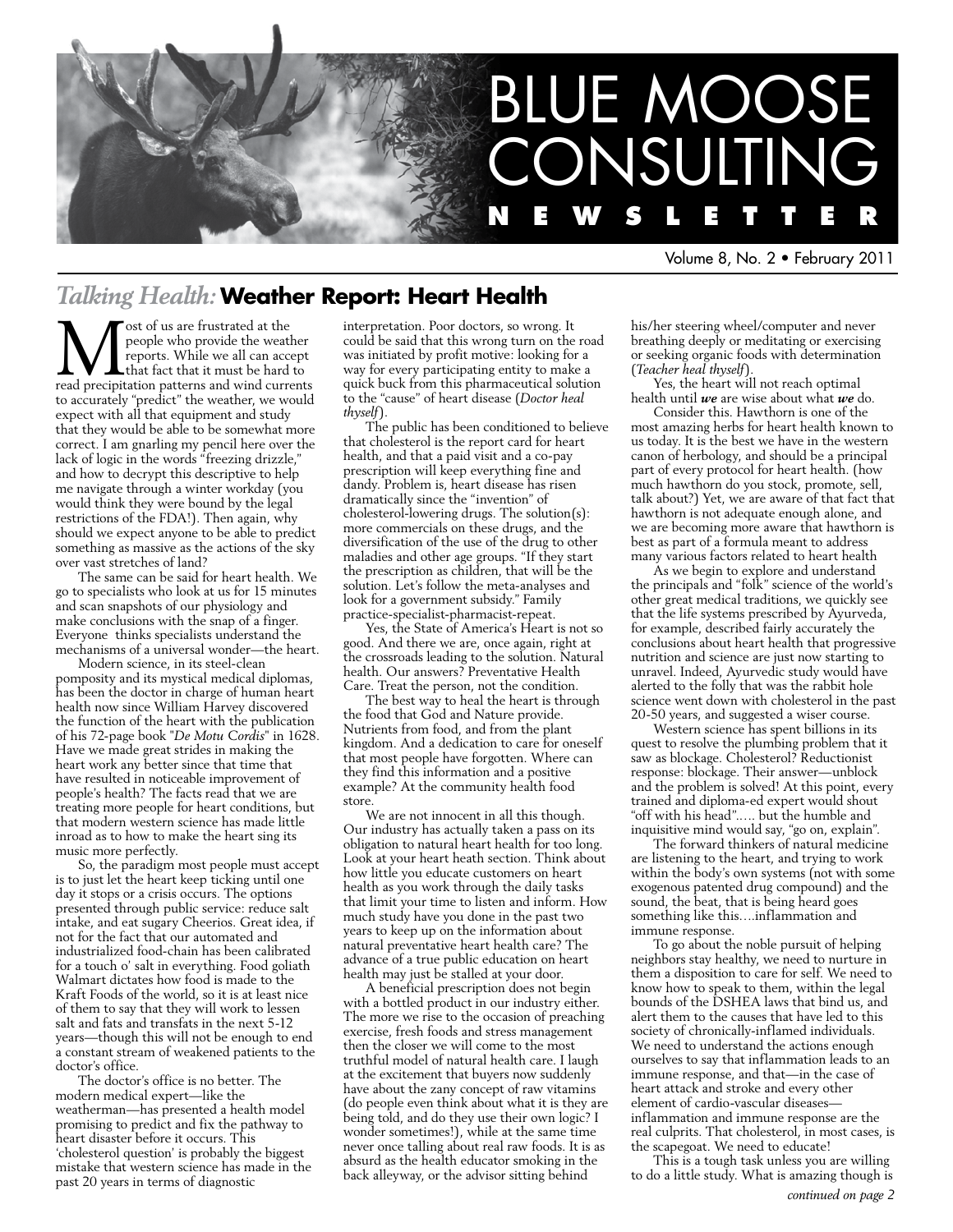# BLUE MOOSE CONSULTING NEWSLETTER

Volume 8, No. 2 • February 2011

## *Talking Health:* Weather Report: Heart Health

Most of us are frustrated at the people who provide the weather reports. While we all can accept that fact that it must be hard to read precipitation patterns and wind currents to accurately "predict" the weather, we would expect with all that equipment and study that they would be able to be somewhat more correct. I am gnarling my pencil here over the lack of logic in the words "freezing drizzle," and how to decrypt this descriptive to help me navigate through a winter workday (you would think they were bound by the legal restrictions of the FDA!). Then again, why should we expect anyone to be able to predict something as massive as the actions of the sky over vast stretches of land?

The same can be said for heart health. We go to specialists who look at us for 15 minutes and scan snapshots of our physiology and make conclusions with the snap of a finger. Everyone thinks specialists understand the mechanisms of a universal wonder—the heart.

Modern science, in its steel-clean pomposity and its mystical medical diplomas, has been the doctor in charge of human heart health now since William Harvey discovered the function of the heart with the publication of his 72-page book "*De Motu Cordis*" in 1628. Have we made great strides in making the heart work any better since that time that have resulted in noticeable improvement of people's health? The facts read that we are treating more people for heart conditions, but that modern western science has made little inroad as to how to make the heart sing its music more perfectly.

So, the paradigm most people must accept is to just let the heart keep ticking until one day it stops or a crisis occurs. The options presented through public service: reduce salt intake, and eat sugary Cheerios. Great idea, if not for the fact that our automated and industrialized food-chain has been calibrated for a touch o' salt in everything. Food goliath Walmart dictates how food is made to the Kraft Foods of the world, so it is at least nice of them to say that they will work to lessen salt and fats and transfats in the next 5-12 years—though this will not be enough to end a constant stream of weakened patients to the doctor's office.

The doctor's office is no better. The modern medical expert—like the weatherman—has presented a health model promising to predict and fix the pathway to heart disaster before it occurs. This 'cholesterol question' is probably the biggest mistake that western science has made in the past 20 years in terms of diagnostic interpretation. Poor doctors, so wrong. It could be said that this wrong turn on the road was initiated by profit motive: looking for a way for every participating entity to make a quick buck from this pharmaceutical solution to the "cause" of heart disease (*Doctor heal thyself*).

The public has been conditioned to believe that cholesterol is the report card for heart health, and that a paid visit and a co-pay prescription will keep everything fine and dandy. Problem is, heart disease has risen dramatically since the "invention" of cholesterol-lowering drugs. The solution(s): more commercials on these drugs, and the diversification of the use of the drug to other maladies and other age groups. "If they start the prescription as children, that will be the solution. Let's follow the meta-analyses and look for a government subsidy." Family practice-specialist-pharmacist-repeat.

Yes, the State of America's Heart is not so good. And there we are, once again, right at the crossroads leading to the solution. Natural health. Our answers? Preventative Health Care. Treat the person, not the condition.

The best way to heal the heart is through the food that God and Nature provide. Nutrients from food, and from the plant kingdom. And a dedication to care for oneself that most people have forgotten. Where can they find this information and a positive example? At the community health food store.

We are not innocent in all this though. Our industry has actually taken a pass on its obligation to natural heart health for too long. Look at your heart heath section. Think about how little you educate customers on heart health as you work through the daily tasks that limit your time to listen and inform. How much study have you done in the past two years to keep up on the information about natural preventative heart health care? The advance of a true public education on heart health may just be stalled at your door.

A beneficial prescription does not begin with a bottled product in our industry either. The more we rise to the occasion of preaching exercise, fresh foods and stress management then the closer we will come to the most truthful model of natural health care. I laugh at the excitement that buyers now suddenly have about the zany concept of raw vitamins (do people even think about what it is they are being told, and do they use their own logic? I wonder sometimes!), while at the same time never once talling about real raw foods. It is as absurd as the health educator smoking in the back alleyway, or the advisor sitting behind his/her steering wheel/computer and never breathing deeply or meditating or exercising or seeking organic foods with determination (*Teacher heal thyself*).

Yes, the heart will not reach optimal health until ***we*** are wise about what ***we*** do.

Consider this. Hawthorn is one of the most amazing herbs for heart health known to us today. It is the best we have in the western canon of herbology, and should be a principal part of every protocol for heart health. (how much hawthorn do you stock, promote, sell, talk about?) Yet, we are aware of that fact that hawthorn is not adequate enough alone, and we are becoming more aware that hawthorn is best as part of a formula meant to address many various factors related to heart health

As we begin to explore and understand the principals and "folk" science of the world's other great medical traditions, we quickly see that the life systems prescribed by Ayurveda, for example, described fairly accurately the conclusions about heart health that progressive nutrition and science are just now starting to unravel. Indeed, Ayurvedic study would have alerted to the folly that was the rabbit hole science went down with cholesterol in the past 20-50 years, and suggested a wiser course.

Western science has spent billions in its quest to resolve the plumbing problem that it saw as blockage. Cholesterol? Reductionist response: blockage. Their answer—unblock and the problem is solved! At this point, every trained and diploma-ed expert would shout "off with his head"….. but the humble and inquisitive mind would say, "go on, explain".

The forward thinkers of natural medicine are listening to the heart, and trying to work within the body's own systems (not with some exogenous patented drug compound) and the sound, the beat, that is being heard goes something like this….inflammation and immune response.

To go about the noble pursuit of helping neighbors stay healthy, we need to nurture in them a disposition to care for self. We need to know how to speak to them, within the legal bounds of the DSHEA laws that bind us, and alert them to the causes that have led to this society of chronically-inflamed individuals. We need to understand the actions enough ourselves to say that inflammation leads to an immune response, and that—in the case of heart attack and stroke and every other element of cardio-vascular diseases—inflammation and immune response are the real culprits. That cholesterol, in most cases, is the scapegoat. We need to educate!

This is a tough task unless you are willing to do a little study. What is amazing though is

*continued on page 2*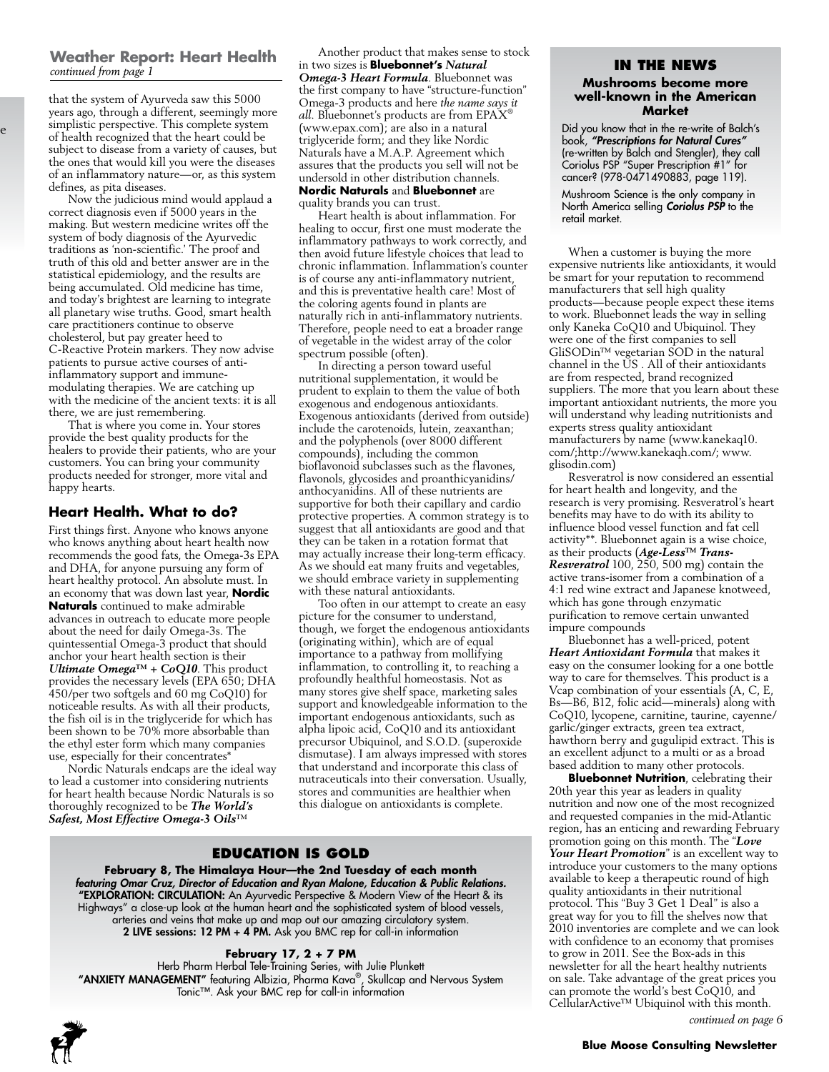## Weather Report: Heart Health

*continued from page 1*

that the system of Ayurveda saw this 5000 years ago, through a different, seemingly more simplistic perspective. This complete system of health recognized that the heart could be subject to disease from a variety of causes, but the ones that would kill you were the diseases of an inflammatory nature—or, as this system defines, as pita diseases.

Now the judicious mind would applaud a correct diagnosis even if 5000 years in the making. But western medicine writes off the system of body diagnosis of the Ayurvedic traditions as 'non-scientific.' The proof and truth of this old and better answer are in the statistical epidemiology, and the results are being accumulated. Old medicine has time, and today's brightest are learning to integrate all planetary wise truths. Good, smart health care practitioners continue to observe cholesterol, but pay greater heed to C-Reactive Protein markers. They now advise patients to pursue active courses of anti-inflammatory support and immune-modulating therapies. We are catching up with the medicine of the ancient texts: it is all there, we are just remembering.

That is where you come in. Your stores provide the best quality products for the healers to provide their patients, who are your customers. You can bring your community products needed for stronger, more vital and happy hearts.

## Heart Health. What to do?

First things first. Anyone who knows anyone who knows anything about heart health now recommends the good fats, the Omega-3s EPA and DHA, for anyone pursuing any form of heart healthy protocol. An absolute must. In an economy that was down last year, **Nordic Naturals** continued to make admirable advances in outreach to educate more people about the need for daily Omega-3s. The quintessential Omega-3 product that should anchor your heart health section is their ***Ultimate Omega™ + CoQ10***. This product provides the necessary levels (EPA 650; DHA 450/per two softgels and 60 mg CoQ10) for noticeable results. As with all their products, the fish oil is in the triglyceride for which has been shown to be 70% more absorbable than the ethyl ester form which many companies use, especially for their concentrates*

Nordic Naturals endcaps are the ideal way to lead a customer into considering nutrients for heart health because Nordic Naturals is so thoroughly recognized to be ***The World's Safest, Most Effective Omega-3 Oils™***

Another product that makes sense to stock in two sizes is **Bluebonnet's *Natural Omega-3 Heart Formula***. Bluebonnet was the first company to have "structure-function" Omega-3 products and here *the name says it all*. Bluebonnet's products are from EPAX® (www.epax.com); are also in a natural triglyceride form; and they like Nordic Naturals have a M.A.P. Agreement which assures that the products you sell will not be undersold in other distribution channels. **Nordic Naturals** and **Bluebonnet** are quality brands you can trust.

Heart health is about inflammation. For healing to occur, first one must moderate the inflammatory pathways to work correctly, and then avoid future lifestyle choices that lead to chronic inflammation. Inflammation's counter is of course any anti-inflammatory nutrient, and this is preventative health care! Most of the coloring agents found in plants are naturally rich in anti-inflammatory nutrients. Therefore, people need to eat a broader range of vegetable in the widest array of the color spectrum possible (often).

In directing a person toward useful nutritional supplementation, it would be prudent to explain to them the value of both exogenous and endogenous antioxidants. Exogenous antioxidants (derived from outside) include the carotenoids, lutein, zeaxanthan; and the polyphenols (over 8000 different compounds), including the common bioflavonoid subclasses such as the flavones, flavonols, glycosides and proanthicyanidins/ anthocyanidins. All of these nutrients are supportive for both their capillary and cardio protective properties. A common strategy is to suggest that all antioxidants are good and that they can be taken in a rotation format that may actually increase their long-term efficacy. As we should eat many fruits and vegetables, we should embrace variety in supplementing with these natural antioxidants.

Too often in our attempt to create an easy picture for the consumer to understand, though, we forget the endogenous antioxidants (originating within), which are of equal importance to a pathway from mollifying inflammation, to controlling it, to reaching a profoundly healthful homeostasis. Not as many stores give shelf space, marketing sales support and knowledgeable information to the important endogenous antioxidants, such as alpha lipoic acid, CoQ10 and its antioxidant precursor Ubiquinol, and S.O.D. (superoxide dismutase). I am always impressed with stores that understand and incorporate this class of nutraceuticals into their conversation. Usually, stores and communities are healthier when this dialogue on antioxidants is complete.

### IN THE NEWS

**Mushrooms become more well-known in the American Market**

Did you know that in the re-write of Balch's book, ***"Prescriptions for Natural Cures"*** (re-written by Balch and Stengler), they call Coriolus PSP "Super Prescription #1" for cancer? (978-0471490883, page 119).

Mushroom Science is the only company in North America selling ***Coriolus PSP*** to the retail market.

When a customer is buying the more expensive nutrients like antioxidants, it would be smart for your reputation to recommend manufacturers that sell high quality products—because people expect these items to work. Bluebonnet leads the way in selling only Kaneka CoQ10 and Ubiquinol. They were one of the first companies to sell GliSODin™ vegetarian SOD in the natural channel in the US . All of their antioxidants are from respected, brand recognized suppliers. The more that you learn about these important antioxidant nutrients, the more you will understand why leading nutritionists and experts stress quality antioxidant manufacturers by name (www.kanekaq10.com/;http://www.kanekaqh.com/; www.glisodin.com)

Resveratrol is now considered an essential for heart health and longevity, and the research is very promising. Resveratrol's heart benefits may have to do with its ability to influence blood vessel function and fat cell activity**. Bluebonnet again is a wise choice, as their products (***Age-Less™ Trans-Resveratrol*** 100, 250, 500 mg) contain the active trans-isomer from a combination of a 4:1 red wine extract and Japanese knotweed, which has gone through enzymatic purification to remove certain unwanted impure compounds

Bluebonnet has a well-priced, potent ***Heart Antioxidant Formula*** that makes it easy on the consumer looking for a one bottle way to care for themselves. This product is a Vcap combination of your essentials (A, C, E, Bs—B6, B12, folic acid—minerals) along with CoQ10, lycopene, carnitine, taurine, cayenne/ garlic/ginger extracts, green tea extract, hawthorn berry and gugulipid extract. This is an excellent adjunct to a multi or as a broad based addition to many other protocols.

**Bluebonnet Nutrition**, celebrating their 20th year this year as leaders in quality nutrition and now one of the most recognized and requested companies in the mid-Atlantic region, has an enticing and rewarding February promotion going on this month. The "***Love Your Heart Promotion***" is an excellent way to introduce your customers to the many options available to keep a therapeutic round of high quality antioxidants in their nutritional protocol. This "Buy 3 Get 1 Deal" is also a great way for you to fill the shelves now that 2010 inventories are complete and we can look with confidence to an economy that promises to grow in 2011. See the Box-ads in this newsletter for all the heart healthy nutrients on sale. Take advantage of the great prices you can promote the world's best CoQ10, and CellularActive™ Ubiquinol with this month.

*continued on page 6*

### EDUCATION IS GOLD

**February 8, The Himalaya Hour—the 2nd Tuesday of each month**
***featuring Omar Cruz, Director of Education and Ryan Malone, Education & Public Relations.***
**"EXPLORATION: CIRCULATION:** An Ayurvedic Perspective & Modern View of the Heart & its Highways" a close-up look at the human heart and the sophisticated system of blood vessels, arteries and veins that make up and map out our amazing circulatory system.
**2 LIVE sessions: 12 PM + 4 PM.** Ask you BMC rep for call-in information

**February 17, 2 + 7 PM**
Herb Pharm Herbal Tele-Training Series, with Julie Plunkett
**"ANXIETY MANAGEMENT"** featuring Albizia, Pharma Kava®, Skullcap and Nervous System Tonic™. Ask your BMC rep for call-in information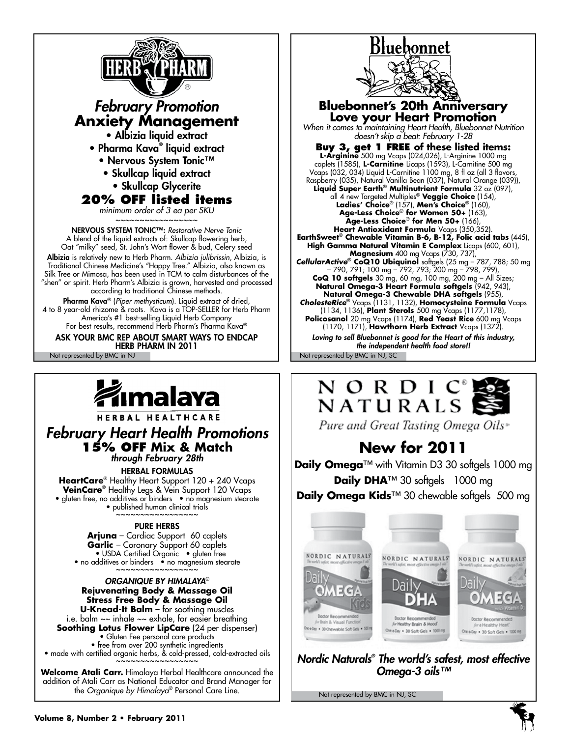# HERB PHARM

## *February Promotion*
## Anxiety Management

- Albizia liquid extract
- Pharma Kava® liquid extract
- Nervous System Tonic™
- Skullcap liquid extract
- Skullcap Glycerite

### 20% OFF listed items

*minimum order of 3 ea per SKU*

~~~~~~~~~~~~~~~~~~

**NERVOUS SYSTEM TONIC™:** *Restorative Nerve Tonic*
A blend of the liquid extracts of: Skullcap flowering herb, Oat "milky" seed, St. John's Wort flower & bud, Celery seed

**Albizia** is relatively new to Herb Pharm. *Albizia julibrissin*, Albizia, is Traditional Chinese Medicine's "Happy Tree." Albizia, also known as Silk Tree or Mimosa, has been used in TCM to calm disturbances of the "shen" or spirit. Herb Pharm's Albizia is grown, harvested and processed according to traditional Chinese methods.

**Pharma Kava**® (*Piper methysticum*). Liquid extract of dried, 4 to 8 year-old rhizome & roots. Kava is a TOP-SELLER for Herb Pharm America's #1 best-selling Liquid Herb Company
For best results, recommend Herb Pharm's Pharma Kava®

ASK YOUR BMC REP ABOUT SMART WAYS TO ENDCAP HERB PHARM IN 2011

Not represented by BMC in NJ

---

# Bluebonnet

## Bluebonnet's 20th Anniversary Love your Heart Promotion

*When it comes to maintaining Heart Health, Bluebonnet Nutrition doesn't skip a beat: February 1-28*

**Buy 3, get 1 FREE of these listed items:**
**L-Arginine** 500 mg Vcaps (024,026), L-Arginine 1000 mg caplets (1585), **L-Carnitine** Licaps (1593), L-Carnitine 500 mg Vcaps (032, 034) Liquid L-Carnitine 1100 mg, 8 fl oz (all 3 flavors, Raspberry (035), Natural Vanilla Bean (037), Natural Orange (039)), **Liquid Super Earth**® **Multinutrient Formula** 32 oz (097), all 4 new Targeted Multiples® **Veggie Choice** (154), **Ladies' Choice**® (157), **Men's Choice**® (160), **Age-Less Choice**® **for Women 50+** (163), **Age-Less Choice**® **for Men 50+** (166), **Heart Antioxidant Formula** Vcaps (350,352). **EarthSweet**® **Chewable Vitamin B-6, B-12, Folic acid tabs** (445), **High Gamma Natural Vitamin E Complex** Licaps (600, 601), **Magnesium** 400 mg Vcaps (730, 737), ***CellularActive***® **CoQ10 Ubiquinol** softgels (25 mg – 787, 788; 50 mg – 790, 791; 100 mg – 792, 793; 200 mg – 798, 799), **CoQ 10 softgels** 30 mg, 60 mg, 100 mg, 200 mg – All Sizes; **Natural Omega-3 Heart Formula softgels** (942, 943), **Natural Omega-3 Chewable DHA softgels** (955), ***CholesteRice***® Vcaps (1131, 1132), **Homocysteine Formula** Vcaps (1134, 1136), **Plant Sterols** 500 mg Vcaps (1177,1178), **Policosanol** 20 mg Vcaps (1174), **Red Yeast Rice** 600 mg Vcaps (1170, 1171), **Hawthorn Herb Extract** Vcaps (1372).

***Loving to sell Bluebonnet is good for the Heart of this industry, the independent health food store!!***

Not represented by BMC in NJ, SC

---

# Himalaya
HERBAL HEALTHCARE

## *February Heart Health Promotions*
### 15% OFF Mix & Match
***through February 28th***

**HERBAL FORMULAS**

**HeartCare**® Healthy Heart Support 120 + 240 Vcaps
**VeinCare**® Healthy Legs & Vein Support 120 Vcaps
• gluten free, no additives or binders • no magnesium stearate
• published human clinical trials

~~~~~~~~~~~~~~~~~~

**PURE HERBS**

**Arjuna** – Cardiac Support 60 caplets
**Garlic** – Coronary Support 60 caplets
• USDA Certified Organic • gluten free
• no additives or binders • no magnesium stearate

~~~~~~~~~~~~~~~~~~

***ORGANIQUE BY HIMALAYA***®

**Rejuvenating Body & Massage Oil**
**Stress Free Body & Massage Oil**
**U-Knead-It Balm** – for soothing muscles
i.e. balm ~~ inhale ~~ exhale, for easier breathing
**Soothing Lotus Flower LipCare** (24 per dispenser)
• Gluten Fee personal care products
• free from over 200 synthetic ingredients
• made with certified organic herbs, & cold-pressed, cold-extracted oils

~~~~~~~~~~~~~~~~~~

**Welcome Atali Carr.** Himalaya Herbal Healthcare announced the addition of Atali Carr as National Educator and Brand Manager for the *Organique by Himalaya*® Personal Care Line.

---

# NORDIC® NATURALS

*Pure and Great Tasting Omega Oils*℠

## New for 2011

**Daily Omega**™ with Vitamin D3 30 softgels 1000 mg

**Daily DHA**™ 30 softgels 1000 mg

**Daily Omega Kids**™ 30 chewable softgels 500 mg

***Nordic Naturals® The world's safest, most effective Omega-3 oils™***

Not represented by BMC in NJ, SC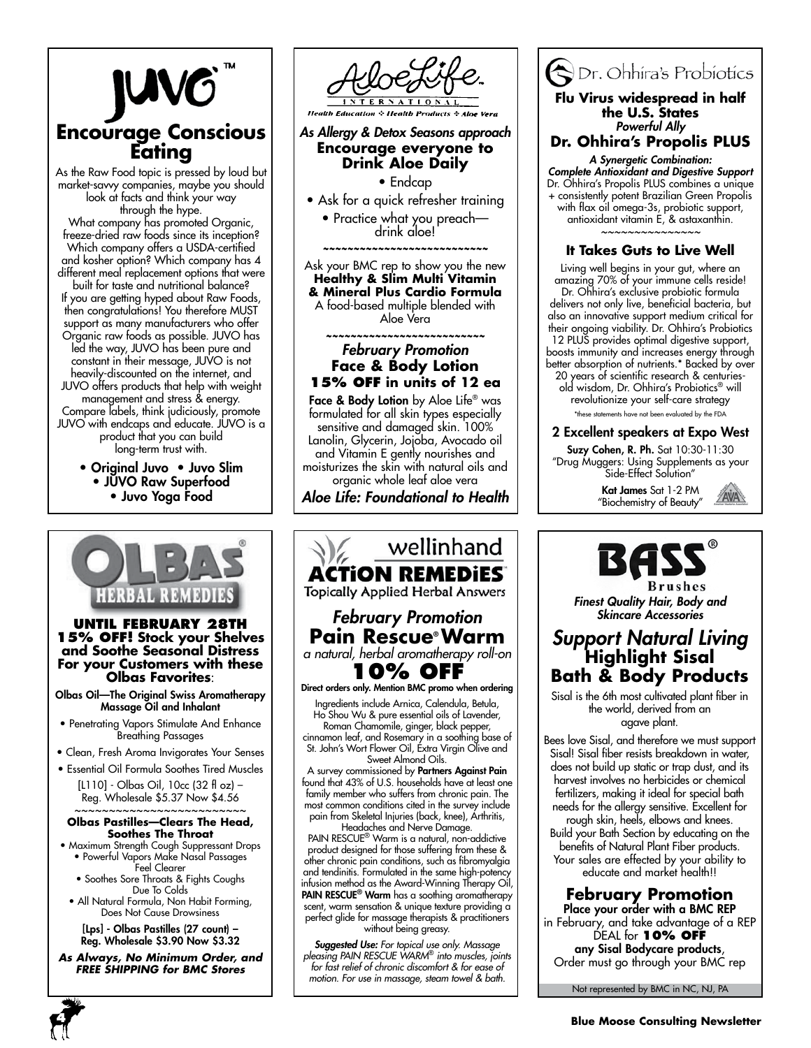# JUVO™

## Encourage Conscious Eating

As the Raw Food topic is pressed by loud but market-savvy companies, maybe you should look at facts and think your way through the hype.

What company has promoted Organic, freeze-dried raw foods since its inception? Which company offers a USDA-certified and kosher option? Which company has 4 different meal replacement options that were built for taste and nutritional balance? If you are getting hyped about Raw Foods, then congratulations! You therefore MUST support as many manufacturers who offer Organic raw foods as possible. JUVO has led the way, JUVO has been pure and constant in their message, JUVO is not heavily-discounted on the internet, and JUVO offers products that help with weight management and stress & energy. Compare labels, think judiciously, promote JUVO with endcaps and educate. JUVO is a product that you can build long-term trust with.

- **Original Juvo**
- **Juvo Slim**
- **JUVO Raw Superfood**
- **Juvo Yoga Food**

# AloeLife INTERNATIONAL

Health Education ✣ Health Products ✣ Aloe Vera

## *As Allergy & Detox Seasons approach*
## Encourage everyone to Drink Aloe Daily

- Endcap
- Ask for a quick refresher training
- Practice what you preach—drink aloe!

~~~~~~~~~~~~~~~~~~~~~~~~~~~~

Ask your BMC rep to show you the new **Healthy & Slim Multi Vitamin & Mineral Plus Cardio Formula** A food-based multiple blended with Aloe Vera

~~~~~~~~~~~~~~~~~~~~~~~~~~

### *February Promotion*
### Face & Body Lotion
### 15% OFF in units of 12 ea

**Face & Body Lotion** by Aloe Life® was formulated for all skin types especially sensitive and damaged skin. 100% Lanolin, Glycerin, Jojoba, Avocado oil and Vitamin E gently nourishes and moisturizes the skin with natural oils and organic whole leaf aloe vera

***Aloe Life: Foundational to Health***

# Dr. Ohhira's Probiotics

## Flu Virus widespread in half the U.S. States
*Powerful Ally*
## Dr. Ohhira's Propolis PLUS

***A Synergetic Combination: Complete Antioxidant and Digestive Support***
Dr. Ohhira's Propolis PLUS combines a unique + consistently potent Brazilian Green Propolis with flax oil omega-3s, probiotic support, antioxidant vitamin E, & astaxanthin.

~~~~~~~~~~~~~~~

### It Takes Guts to Live Well

Living well begins in your gut, where an amazing 70% of your immune cells reside! Dr. Ohhira's exclusive probiotic formula delivers not only live, beneficial bacteria, but also an innovative support medium critical for their ongoing viability. Dr. Ohhira's Probiotics 12 PLUS provides optimal digestive support, boosts immunity and increases energy through better absorption of nutrients.* Backed by over 20 years of scientific research & centuries-old wisdom, Dr. Ohhira's Probiotics® will revolutionize your self-care strategy

*these statements have not been evaluated by the FDA

### 2 Excellent speakers at Expo West

**Suzy Cohen, R. Ph.** Sat 10:30-11:30
"Drug Muggers: Using Supplements as your Side-Effect Solution"

**Kat James** Sat 1-2 PM
"Biochemistry of Beauty"

# OLBAS® HERBAL REMEDIES

## UNTIL FEBRUARY 28TH 15% OFF! Stock your Shelves and Soothe Seasonal Distress For your Customers with these Olbas Favorites:

**Olbas Oil—The Original Swiss Aromatherapy Massage Oil and Inhalant**

- Penetrating Vapors Stimulate And Enhance Breathing Passages
- Clean, Fresh Aroma Invigorates Your Senses
- Essential Oil Formula Soothes Tired Muscles

[L110] - Olbas Oil, 10cc (32 fl oz) – Reg. Wholesale $5.37 Now $4.56

~~~~~~~~~~~~~~~~~~~~~~~~~~

**Olbas Pastilles—Clears The Head, Soothes The Throat**

- Maximum Strength Cough Suppressant Drops
- Powerful Vapors Make Nasal Passages Feel Clearer
- Soothes Sore Throats & Fights Coughs Due To Colds
- All Natural Formula, Non Habit Forming, Does Not Cause Drowsiness

**[Lps] - Olbas Pastilles (27 count) – Reg. Wholesale $3.90 Now $3.32**

***As Always, No Minimum Order, and FREE SHIPPING for BMC Stores***

# wellinhand ACTiON REMEDiES™

Topically Applied Herbal Answers

## *February Promotion*
## Pain Rescue® Warm
*a natural, herbal aromatherapy roll-on*
## 10% OFF

**Direct orders only. Mention BMC promo when ordering**

Ingredients include Arnica, Calendula, Betula, Ho Shou Wu & pure essential oils of Lavender, Roman Chamomile, ginger, black pepper, cinnamon leaf, and Rosemary in a soothing base of St. John's Wort Flower Oil, Extra Virgin Olive and Sweet Almond Oils.

A survey commissioned by **Partners Against Pain** found that 43% of U.S. households have at least one family member who suffers from chronic pain. The most common conditions cited in the survey include pain from Skeletal Injuries (back, knee), Arthritis, Headaches and Nerve Damage.

PAIN RESCUE® Warm is a natural, non-addictive product designed for those suffering from these & other chronic pain conditions, such as fibromyalgia and tendinitis. Formulated in the same high-potency infusion method as the Award-Winning Therapy Oil, **PAIN RESCUE® Warm** has a soothing aromatherapy scent, warm sensation & unique texture providing a perfect glide for massage therapists & practitioners without being greasy.

***Suggested Use:*** *For topical use only. Massage pleasing PAIN RESCUE WARM® into muscles, joints for fast relief of chronic discomfort & for ease of motion. For use in massage, steam towel & bath.*

# BASS® Brushes

***Finest Quality Hair, Body and Skincare Accessories***

## *Support Natural Living*
## Highlight Sisal Bath & Body Products

Sisal is the 6th most cultivated plant fiber in the world, derived from an agave plant.

Bees love Sisal, and therefore we must support Sisal! Sisal fiber resists breakdown in water, does not build up static or trap dust, and its harvest involves no herbicides or chemical fertilizers, making it ideal for special bath needs for the allergy sensitive. Excellent for rough skin, heels, elbows and knees. Build your Bath Section by educating on the benefits of Natural Plant Fiber products. Your sales are effected by your ability to educate and market health!!

### February Promotion

**Place your order with a BMC REP** in February, and take advantage of a REP DEAL for **10% OFF any Sisal Bodycare products**, Order must go through your BMC rep

Not represented by BMC in NC, NJ, PA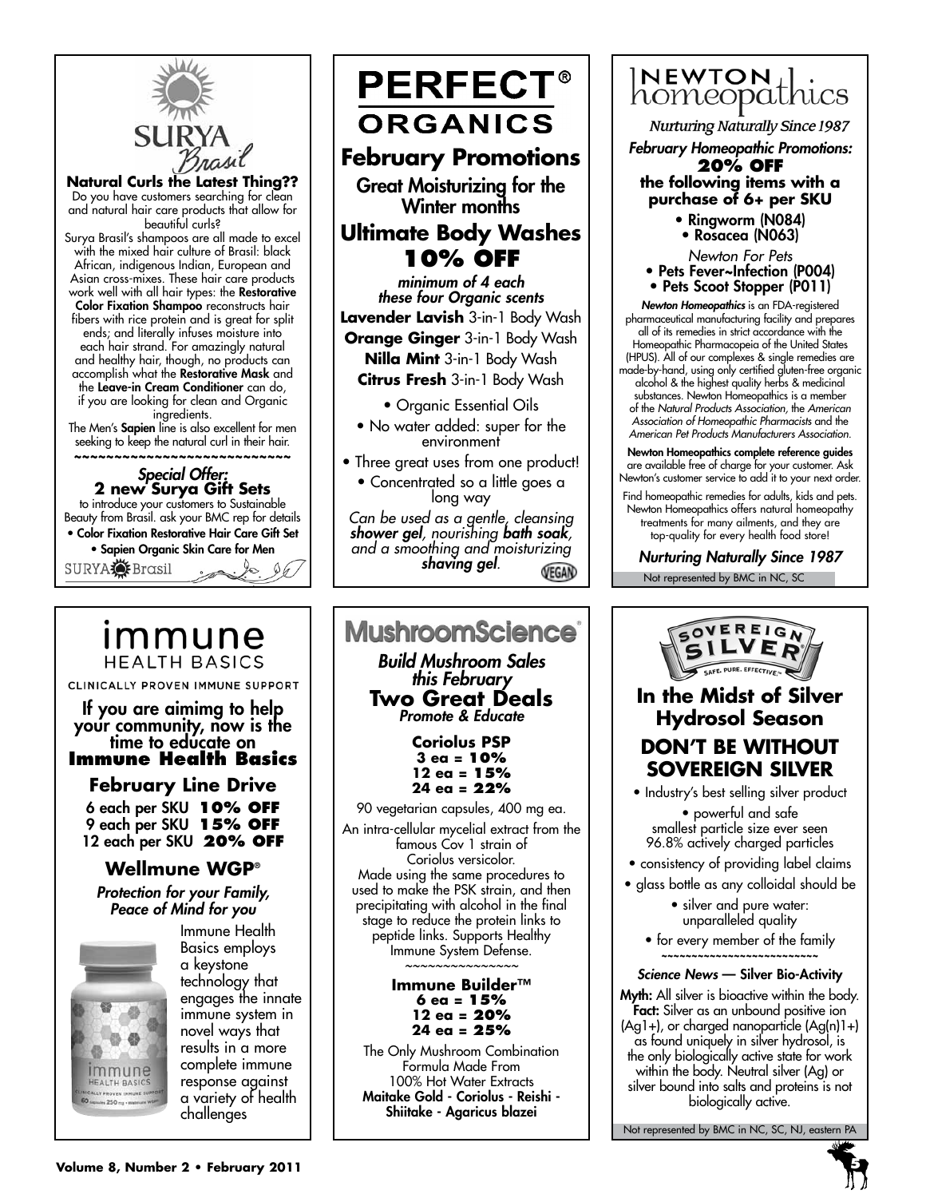# SURYA Brasil

## Natural Curls the Latest Thing??

Do you have customers searching for clean and natural hair care products that allow for beautiful curls?

Surya Brasil's shampoos are all made to excel with the mixed hair culture of Brasil: black African, indigenous Indian, European and Asian cross-mixes. These hair care products work well with all hair types: the **Restorative Color Fixation Shampoo** reconstructs hair fibers with rice protein and is great for split ends; and literally infuses moisture into each hair strand. For amazingly natural and healthy hair, though, no products can accomplish what the **Restorative Mask** and the **Leave-in Cream Conditioner** can do, if you are looking for clean and Organic ingredients.

The Men's **Sapien** line is also excellent for men seeking to keep the natural curl in their hair.

~~~~~~~~~~~~~~~~~~~~~~~~~~~~

*Special Offer:*
**2 new Surya Gift Sets**
to introduce your customers to Sustainable Beauty from Brasil. ask your BMC rep for details

- **Color Fixation Restorative Hair Care Gift Set**
- **Sapien Organic Skin Care for Men**

SURYA Brasil

# PERFECT® ORGANICS

## February Promotions

Great Moisturizing for the Winter months

## Ultimate Body Washes 10% OFF

*minimum of 4 each these four Organic scents*

**Lavender Lavish** 3-in-1 Body Wash
**Orange Ginger** 3-in-1 Body Wash
**Nilla Mint** 3-in-1 Body Wash
**Citrus Fresh** 3-in-1 Body Wash

- Organic Essential Oils
- No water added: super for the environment
- Three great uses from one product!
- Concentrated so a little goes a long way

*Can be used as a gentle, cleansing **shower gel**, nourishing **bath soak**, and a smoothing and moisturizing **shaving gel**.*

VEGAN

# Newton homeopathics

*Nurturing Naturally Since 1987*

***February Homeopathic Promotions:***
**20% OFF**
**the following items with a purchase of 6+ per SKU**

- Ringworm (N084)
- Rosacea (N063)

*Newton For Pets*

- Pets Fever~Infection (P004)
- Pets Scoot Stopper (P011)

***Newton Homeopathics*** is an FDA-registered pharmaceutical manufacturing facility and prepares all of its remedies in strict accordance with the Homeopathic Pharmacopeia of the United States (HPUS). All of our complexes & single remedies are made-by-hand, using only certified gluten-free organic alcohol & the highest quality herbs & medicinal substances. Newton Homeopathics is a member of the *Natural Products Association*, the *American Association of Homeopathic Pharmacists* and the *American Pet Products Manufacturers Association*.

**Newton Homeopathics complete reference guides** are available free of charge for your customer. Ask Newton's customer service to add it to your next order.

Find homeopathic remedies for adults, kids and pets. Newton Homeopathics offers natural homeopathy treatments for many ailments, and they are top-quality for every health food store!

***Nurturing Naturally Since 1987***

Not represented by BMC in NC, SC

# immune HEALTH BASICS

CLINICALLY PROVEN IMMUNE SUPPORT

If you are aimimg to help your community, now is the time to educate on **Immune Health Basics**

## February Line Drive

6 each per SKU **10% OFF**
9 each per SKU **15% OFF**
12 each per SKU **20% OFF**

## Wellmune WGP®

***Protection for your Family, Peace of Mind for you***

Immune Health Basics employs a keystone technology that engages the innate immune system in novel ways that results in a more complete immune response against a variety of health challenges

# MushroomScience®

***Build Mushroom Sales this February***

## Two Great Deals

***Promote & Educate***

**Coriolus PSP**
**3 ea = 10%**
**12 ea = 15%**
**24 ea = 22%**

90 vegetarian capsules, 400 mg ea.

An intra-cellular mycelial extract from the famous Cov 1 strain of Coriolus versicolor.
Made using the same procedures to used to make the PSK strain, and then precipitating with alcohol in the final stage to reduce the protein links to peptide links. Supports Healthy Immune System Defense.

~~~~~~~~~~~~~~~

**Immune Builder™**
**6 ea = 15%**
**12 ea = 20%**
**24 ea = 25%**

The Only Mushroom Combination Formula Made From 100% Hot Water Extracts
**Maitake Gold - Coriolus - Reishi - Shiitake - Agaricus blazei**

# SOVEREIGN SILVER

SAFE. PURE. EFFECTIVE.™

## In the Midst of Silver Hydrosol Season

## DON'T BE WITHOUT SOVEREIGN SILVER

- Industry's best selling silver product
- powerful and safe
  smallest particle size ever seen
  96.8% actively charged particles
- consistency of providing label claims
- glass bottle as any colloidal should be
- silver and pure water: unparalleled quality
- for every member of the family

~~~~~~~~~~~~~~~~~~~~~~~~~~

***Science News* — Silver Bio-Activity**

**Myth:** All silver is bioactive within the body.
**Fact:** Silver as an unbound positive ion ($Ag^{1+}$), or charged nanoparticle ($Ag(n)^{1+}$) as found uniquely in silver hydrosol, is the only biologically active state for work within the body. Neutral silver (Ag) or silver bound into salts and proteins is not biologically active.

Not represented by BMC in NC, SC, NJ, eastern PA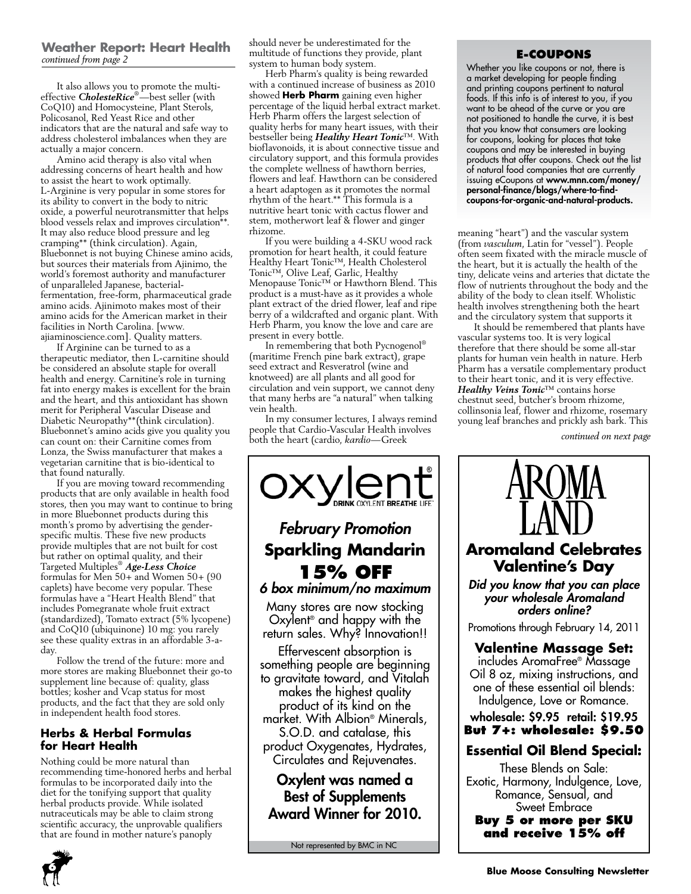## Weather Report: Heart Health

*continued from page 2*

It also allows you to promote the multi-effective ***CholesteRice***®—best seller (with CoQ10) and Homocysteine, Plant Sterols, Policosanol, Red Yeast Rice and other indicators that are the natural and safe way to address cholesterol imbalances when they are actually a major concern.

Amino acid therapy is also vital when addressing concerns of heart health and how to assist the heart to work optimally. L-Arginine is very popular in some stores for its ability to convert in the body to nitric oxide, a powerful neurotransmitter that helps blood vessels relax and improves circulation**. It may also reduce blood pressure and leg cramping** (think circulation). Again, Bluebonnet is not buying Chinese amino acids, but sources their materials from Ajinimo, the world's foremost authority and manufacturer of unparalleled Japanese, bacterial-fermentation, free-form, pharmaceutical grade amino acids. Ajinimoto makes most of their amino acids for the American market in their facilities in North Carolina. [www.ajiaminoscience.com]. Quality matters.

If Arginine can be turned to as a therapeutic mediator, then L-carnitine should be considered an absolute staple for overall health and energy. Carnitine's role in turning fat into energy makes is excellent for the brain and the heart, and this antioxidant has shown merit for Peripheral Vascular Disease and Diabetic Neuropathy**(think circulation). Bluebonnet's amino acids give you quality you can count on: their Carnitine comes from Lonza, the Swiss manufacturer that makes a vegetarian carnitine that is bio-identical to that found naturally.

If you are moving toward recommending products that are only available in health food stores, then you may want to continue to bring in more Bluebonnet products during this month's promo by advertising the gender-specific multis. These five new products provide multiples that are not built for cost but rather on optimal quality, and their Targeted Multiples® ***Age-Less Choice*** formulas for Men 50+ and Women 50+ (90 caplets) have become very popular. These formulas have a "Heart Health Blend" that includes Pomegranate whole fruit extract (standardized), Tomato extract (5% lycopene) and CoQ10 (ubiquinone) 10 mg: you rarely see these quality extras in an affordable 3-a-day.

Follow the trend of the future: more and more stores are making Bluebonnet their go-to supplement line because of: quality, glass bottles; kosher and Vcap status for most products, and the fact that they are sold only in independent health food stores.

### Herbs & Herbal Formulas for Heart Health

Nothing could be more natural than recommending time-honored herbs and herbal formulas to be incorporated daily into the diet for the tonifying support that quality herbal products provide. While isolated nutraceuticals may be able to claim strong scientific accuracy, the unprovable qualifiers that are found in mother nature's panoply should never be underestimated for the multitude of functions they provide, plant system to human body system.

Herb Pharm's quality is being rewarded with a continued increase of business as 2010 showed **Herb Pharm** gaining even higher percentage of the liquid herbal extract market. Herb Pharm offers the largest selection of quality herbs for many heart issues, with their bestseller being ***Healthy Heart Tonic***™. With bioflavonoids, it is about connective tissue and circulatory support, and this formula provides the complete wellness of hawthorn berries, flowers and leaf. Hawthorn can be considered a heart adaptogen as it promotes the normal rhythm of the heart.** This formula is a nutritive heart tonic with cactus flower and stem, motherwort leaf & flower and ginger rhizome.

If you were building a 4-SKU wood rack promotion for heart health, it could feature Healthy Heart Tonic™, Health Cholesterol Tonic™, Olive Leaf, Garlic, Healthy Menopause Tonic™ or Hawthorn Blend. This product is a must-have as it provides a whole plant extract of the dried flower, leaf and ripe berry of a wildcrafted and organic plant. With Herb Pharm, you know the love and care are present in every bottle.

In remembering that both Pycnogenol® (maritime French pine bark extract), grape seed extract and Resveratrol (wine and knotweed) are all plants and all good for circulation and vein support, we cannot deny that many herbs are "a natural" when talking vein health.

In my consumer lectures, I always remind people that Cardio-Vascular Health involves both the heart (cardio, *kardio*—Greek meaning "heart") and the vascular system (from *vasculum*, Latin for "vessel"). People often seem fixated with the miracle muscle of the heart, but it is actually the health of the tiny, delicate veins and arteries that dictate the flow of nutrients throughout the body and the ability of the body to clean itself. Wholistic health involves strengthening both the heart and the circulatory system that supports it

It should be remembered that plants have vascular systems too. It is very logical therefore that there should be some all-star plants for human vein health in nature. Herb Pharm has a versatile complementary product to their heart tonic, and it is very effective. ***Healthy Veins Tonic***™ contains horse chestnut seed, butcher's broom rhizome, collinsonia leaf, flower and rhizome, rosemary young leaf branches and prickly ash bark. This

*continued on next page*

---

### E-COUPONS

Whether you like coupons or not, there is a market developing for people finding and printing coupons pertinent to natural foods. If this info is of interest to you, if you want to be ahead of the curve or you are not positioned to handle the curve, it is best that you know that consumers are looking for coupons, looking for places that take coupons and may be interested in buying products that offer coupons. Check out the list of natural food companies that are currently issuing eCoupons at **www.mnn.com/money/personal-finance/blogs/where-to-find-coupons-for-organic-and-natural-products.**

---

oxylent®
DRINK OXYLENT BREATHE LIFE™

***February Promotion***

**Sparkling Mandarin**

**15% OFF**

***6 box minimum/no maximum***

Many stores are now stocking Oxylent® and happy with the return sales. Why? Innovation!!

Effervescent absorption is something people are beginning to gravitate toward, and Vitalah makes the highest quality product of its kind on the market. With Albion® Minerals, S.O.D. and catalase, this product Oxygenates, Hydrates, Circulates and Rejuvenates.

**Oxylent was named a Best of Supplements Award Winner for 2010.**

Not represented by BMC in NC

---

AROMA LAND

**Aromaland Celebrates Valentine's Day**

***Did you know that you can place your wholesale Aromaland orders online?***

Promotions through February 14, 2011

**Valentine Massage Set:**
includes AromaFree® Massage Oil 8 oz, mixing instructions, and one of these essential oil blends: Indulgence, Love or Romance.

**wholesale: $9.95 retail: $19.95**
**But 7+: wholesale: $9.50**

**Essential Oil Blend Special:**

These Blends on Sale:
Exotic, Harmony, Indulgence, Love, Romance, Sensual, and Sweet Embrace

**Buy 5 or more per SKU and receive 15% off**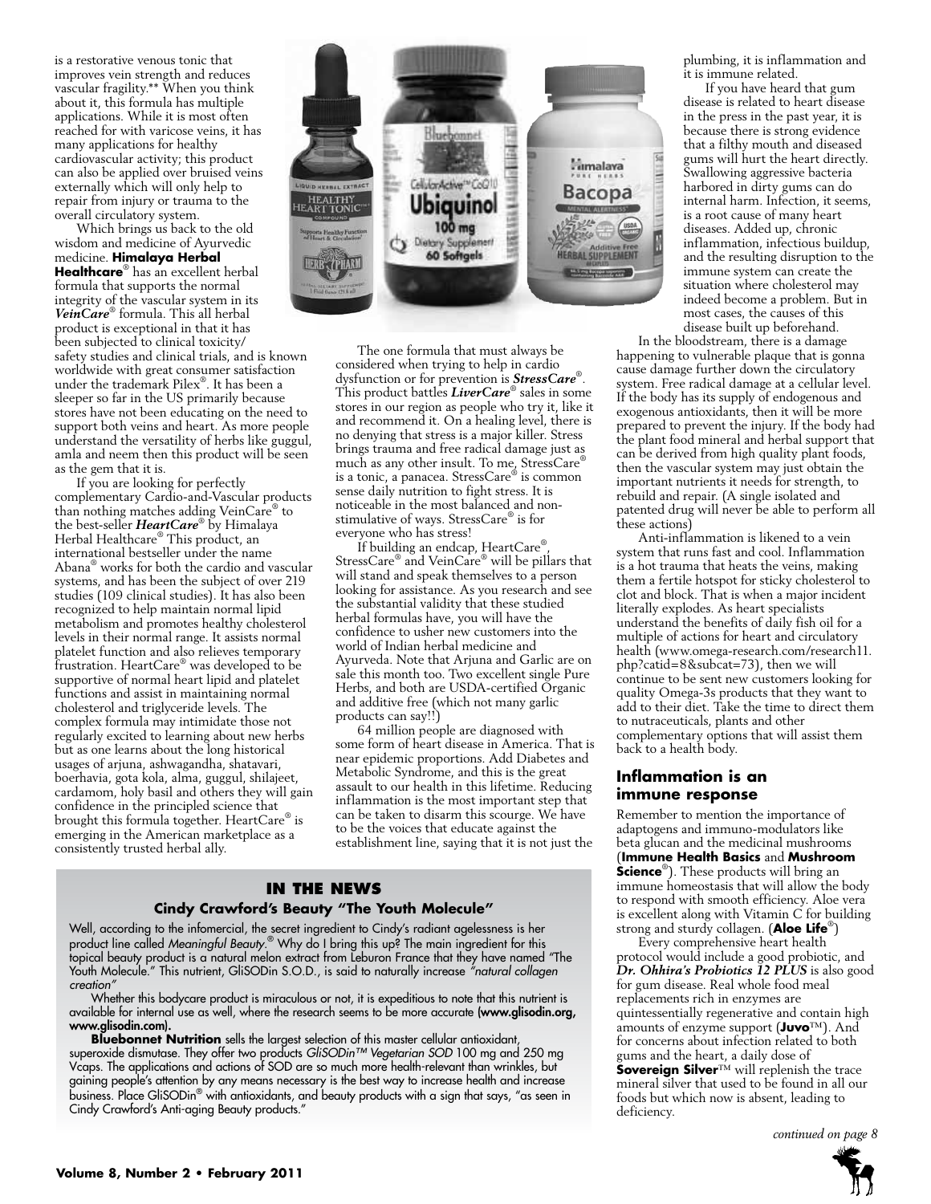is a restorative venous tonic that improves vein strength and reduces vascular fragility.** When you think about it, this formula has multiple applications. While it is most often reached for with varicose veins, it has many applications for healthy cardiovascular activity; this product can also be applied over bruised veins externally which will only help to repair from injury or trauma to the overall circulatory system.

Which brings us back to the old wisdom and medicine of Ayurvedic medicine. **Himalaya Herbal Healthcare**® has an excellent herbal formula that supports the normal integrity of the vascular system in its ***VeinCare***® formula. This all herbal product is exceptional in that it has been subjected to clinical toxicity/safety studies and clinical trials, and is known worldwide with great consumer satisfaction under the trademark Pilex®. It has been a sleeper so far in the US primarily because stores have not been educating on the need to support both veins and heart. As more people understand the versatility of herbs like guggul, amla and neem then this product will be seen as the gem that it is.

If you are looking for perfectly complementary Cardio-and-Vascular products than nothing matches adding VeinCare® to the best-seller ***HeartCare***® by Himalaya Herbal Healthcare® This product, an international bestseller under the name Abana® works for both the cardio and vascular systems, and has been the subject of over 219 studies (109 clinical studies). It has also been recognized to help maintain normal lipid metabolism and promotes healthy cholesterol levels in their normal range. It assists normal platelet function and also relieves temporary frustration. HeartCare® was developed to be supportive of normal heart lipid and platelet functions and assist in maintaining normal cholesterol and triglyceride levels. The complex formula may intimidate those not regularly excited to learning about new herbs but as one learns about the long historical usages of arjuna, ashwagandha, shatavari, boerhavia, gota kola, alma, guggul, shilajeet, cardamom, holy basil and others they will gain confidence in the principled science that brought this formula together. HeartCare® is emerging in the American marketplace as a consistently trusted herbal ally.

The one formula that must always be considered when trying to help in cardio dysfunction or for prevention is ***StressCare***®. This product battles ***LiverCare***® sales in some stores in our region as people who try it, like it and recommend it. On a healing level, there is no denying that stress is a major killer. Stress brings trauma and free radical damage just as much as any other insult. To me, StressCare® is a tonic, a panacea. StressCare® is common sense daily nutrition to fight stress. It is noticeable in the most balanced and non-stimulative of ways. StressCare® is for everyone who has stress!

If building an endcap, HeartCare®, StressCare® and VeinCare® will be pillars that will stand and speak themselves to a person looking for assistance. As you research and see the substantial validity that these studied herbal formulas have, you will have the confidence to usher new customers into the world of Indian herbal medicine and Ayurveda. Note that Arjuna and Garlic are on sale this month too. Two excellent single Pure Herbs, and both are USDA-certified Organic and additive free (which not many garlic products can say!!)

64 million people are diagnosed with some form of heart disease in America. That is near epidemic proportions. Add Diabetes and Metabolic Syndrome, and this is the great assault to our health in this lifetime. Reducing inflammation is the most important step that can be taken to disarm this scourge. We have to be the voices that educate against the establishment line, saying that it is not just the plumbing, it is inflammation and it is immune related.

If you have heard that gum disease is related to heart disease in the press in the past year, it is because there is strong evidence that a filthy mouth and diseased gums will hurt the heart directly. Swallowing aggressive bacteria harbored in dirty gums can do internal harm. Infection, it seems, is a root cause of many heart diseases. Added up, chronic inflammation, infectious buildup, and the resulting disruption to the immune system can create the situation where cholesterol may indeed become a problem. But in most cases, the causes of this disease built up beforehand.

In the bloodstream, there is a damage happening to vulnerable plaque that is gonna cause damage further down the circulatory system. Free radical damage at a cellular level. If the body has its supply of endogenous and exogenous antioxidants, then it will be more prepared to prevent the injury. If the body had the plant food mineral and herbal support that can be derived from high quality plant foods, then the vascular system may just obtain the important nutrients it needs for strength, to rebuild and repair. (A single isolated and patented drug will never be able to perform all these actions)

Anti-inflammation is likened to a vein system that runs fast and cool. Inflammation is a hot trauma that heats the veins, making them a fertile hotspot for sticky cholesterol to clot and block. That is when a major incident literally explodes. As heart specialists understand the benefits of daily fish oil for a multiple of actions for heart and circulatory health (www.omega-research.com/research11.php?catid=8&subcat=73), then we will continue to be sent new customers looking for quality Omega-3s products that they want to add to their diet. Take the time to direct them to nutraceuticals, plants and other complementary options that will assist them back to a health body.

### Inflammation is an immune response

Remember to mention the importance of adaptogens and immuno-modulators like beta glucan and the medicinal mushrooms (**Immune Health Basics** and **Mushroom Science**®). These products will bring an immune homeostasis that will allow the body to respond with smooth efficiency. Aloe vera is excellent along with Vitamin C for building strong and sturdy collagen. (**Aloe Life**®)

Every comprehensive heart health protocol would include a good probiotic, and ***Dr. Ohhira's Probiotics 12 PLUS*** is also good for gum disease. Real whole food meal replacements rich in enzymes are quintessentially regenerative and contain high amounts of enzyme support (**Juvo**™). And for concerns about infection related to both gums and the heart, a daily dose of **Sovereign Silver**™ will replenish the trace mineral silver that used to be found in all our foods but which now is absent, leading to deficiency.

*continued on page 8*

## IN THE NEWS

### Cindy Crawford's Beauty "The Youth Molecule"

Well, according to the infomercial, the secret ingredient to Cindy's radiant agelessness is her product line called *Meaningful Beauty*.® Why do I bring this up? The main ingredient for this topical beauty product is a natural melon extract from Leburon France that they have named "The Youth Molecule." This nutrient, GliSODin S.O.D., is said to naturally increase *"natural collagen creation"*

Whether this bodycare product is miraculous or not, it is expeditious to note that this nutrient is available for internal use as well, where the research seems to be more accurate **(www.glisodin.org, www.glisodin.com).**

**Bluebonnet Nutrition** sells the largest selection of this master cellular antioxidant, superoxide dismutase. They offer two products *GliSODin™ Vegetarian SOD* 100 mg and 250 mg Vcaps. The applications and actions of SOD are so much more health-relevant than wrinkles, but gaining people's attention by any means necessary is the best way to increase health and increase business. Place GliSODin® with antioxidants, and beauty products with a sign that says, "as seen in Cindy Crawford's Anti-aging Beauty products."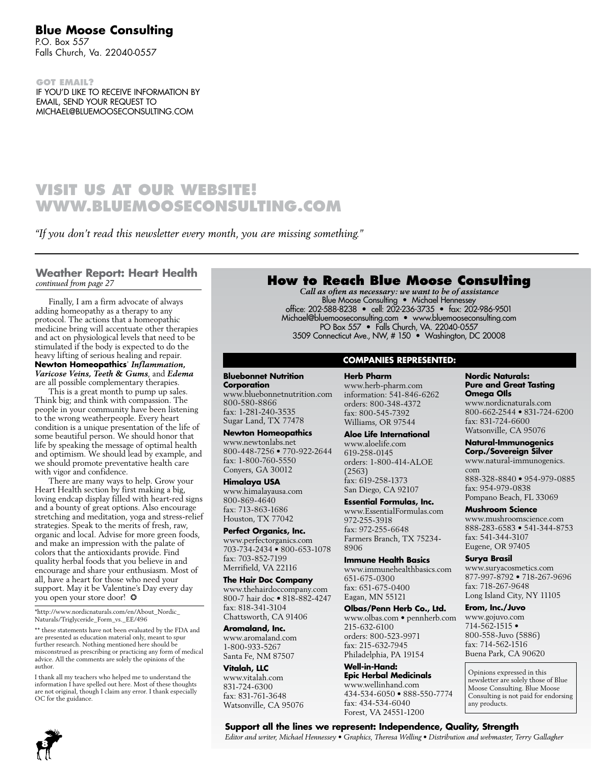**Blue Moose Consulting**
P.O. Box 557
Falls Church, Va. 22040-0557

**GOT EMAIL?**
IF YOU'D LIKE TO RECEIVE INFORMATION BY EMAIL, SEND YOUR REQUEST TO MICHAEL@BLUEMOOSECONSULTING.COM

## VISIT US AT OUR WEBSITE! WWW.BLUEMOOSECONSULTING.COM

*"If you don't read this newsletter every month, you are missing something."*

### Weather Report: Heart Health

*continued from page 27*

Finally, I am a firm advocate of always adding homeopathy as a therapy to any protocol. The actions that a homeopathic medicine bring will accentuate other therapies and act on physiological levels that need to be stimulated if the body is expected to do the heavy lifting of serious healing and repair. **Newton Homeopathics**' ***Inflammation, Varicose Veins, Teeth & Gums***, and ***Edema*** are all possible complementary therapies.

This is a great month to pump up sales. Think big; and think with compassion. The people in your community have been listening to the wrong weatherpeople. Every heart condition is a unique presentation of the life of some beautiful person. We should honor that life by speaking the message of optimal health and optimism. We should lead by example, and we should promote preventative health care with vigor and confidence.

There are many ways to help. Grow your Heart Health section by first making a big, loving endcap display filled with heart-red signs and a bounty of great options. Also encourage stretching and meditation, yoga and stress-relief strategies. Speak to the merits of fresh, raw, organic and local. Advise for more green foods, and make an impression with the palate of colors that the antioxidants provide. Find quality herbal foods that you believe in and encourage and share your enthusiasm. Most of all, have a heart for those who need your support. May it be Valentine's Day every day you open your store door! ✪

*http://www.nordicnaturals.com/en/About_Nordic_Naturals/Triglyceride_Form_vs._EE/496

** these statements have not been evaluated by the FDA and are presented as education material only, meant to spur further research. Nothing mentioned here should be misconstrued as prescribing or practicing any form of medical advice. All the comments are solely the opinions of the author.

I thank all my teachers who helped me to understand the information I have spelled out here. Most of these thoughts are not original, though I claim any error. I thank especially OC for the guidance.

## How to Reach Blue Moose Consulting

***Call as often as necessary: we want to be of assistance***

Blue Moose Consulting • Michael Hennessey
office: 202-588-8238 • cell: 202-236-3735 • fax: 202-986-9501
Michael@bluemooseconsulting.com • www.bluemooseconsulting.com
PO Box 557 • Falls Church, VA. 22040-0557
3509 Connecticut Ave., NW, # 150 • Washington, DC 20008

### COMPANIES REPRESENTED:

**Bluebonnet Nutrition Corporation**
www.bluebonnetnutrition.com
800-580-8866
fax: 1-281-240-3535
Sugar Land, TX 77478

**Newton Homeopathics**
www.newtonlabs.net
800-448-7256 • 770-922-2644
fax: 1-800-760-5550
Conyers, GA 30012

**Himalaya USA**
www.himalayausa.com
800-869-4640
fax: 713-863-1686
Houston, TX 77042

**Perfect Organics, Inc.**
www.perfectorganics.com
703-734-2434 • 800-653-1078
fax: 703-852-7199
Merrifield, VA 22116

**The Hair Doc Company**
www.thehairdoccompany.com
800-7 hair doc • 818-882-4247
fax: 818-341-3104
Chattsworth, CA 91406

**Aromaland, Inc.**
www.aromaland.com
1-800-933-5267
Santa Fe, NM 87507

**Vitalah, LLC**
www.vitalah.com
831-724-6300
fax: 831-761-3648
Watsonville, CA 95076

**Herb Pharm**
www.herb-pharm.com
information: 541-846-6262
orders: 800-348-4372
fax: 800-545-7392
Williams, OR 97544

**Aloe Life International**
www.aloelife.com
619-258-0145
orders: 1-800-414-ALOE (2563)
fax: 619-258-1373
San Diego, CA 92107

**Essential Formulas, Inc.**
www.EssentialFormulas.com
972-255-3918
fax: 972-255-6648
Farmers Branch, TX 75234-8906

**Immune Health Basics**
www.immunehealthbasics.com
651-675-0300
fax: 651-675-0400
Eagan, MN 55121

**Olbas/Penn Herb Co., Ltd.**
www.olbas.com • pennherb.com
215-632-6100
orders: 800-523-9971
fax: 215-632-7945
Philadelphia, PA 19154

**Well-in-Hand: Epic Herbal Medicinals**
www.wellinhand.com
434-534-6050 • 888-550-7774
fax: 434-534-6040
Forest, VA 24551-1200

**Nordic Naturals: Pure and Great Tasting Omega Oils**
www.nordicnaturals.com
800-662-2544 • 831-724-6200
fax: 831-724-6600
Watsonville, CA 95076

**Natural-Immunogenics Corp./Sovereign Silver**
www.natural-immunogenics.com
888-328-8840 • 954-979-0885
fax: 954-979-0838
Pompano Beach, FL 33069

**Mushroom Science**
www.mushroomscience.com
888-283-6583 • 541-344-8753
fax: 541-344-3107
Eugene, OR 97405

**Surya Brasil**
www.suryacosmetics.com
877-997-8792 • 718-267-9696
fax: 718-267-9648
Long Island City, NY 11105

**Erom, Inc./Juvo**
www.gojuvo.com
714-562-1515 •
800-558-Juvo (5886)
fax: 714-562-1516
Buena Park, CA 90620

Opinions expressed in this newsletter are solely those of Blue Moose Consulting. Blue Moose Consulting is not paid for endorsing any products.

**Support all the lines we represent: Independence, Quality, Strength**

*Editor and writer, Michael Hennessey • Graphics, Theresa Welling • Distribution and webmaster, Terry Gallagher*